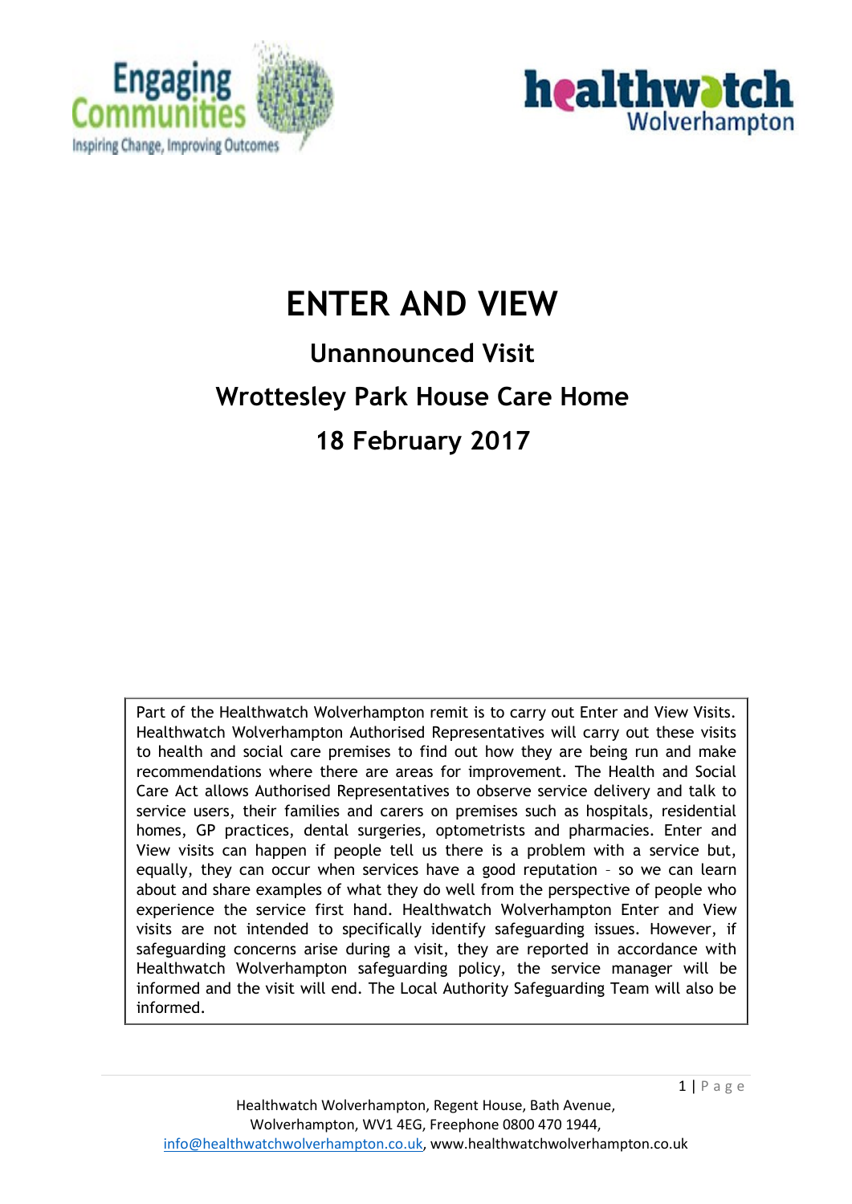# ENTER AND VIEW

## Unannounced Visit

## Wrottesley Park House Care Home

## 18 February 2017

Part of the Healthwatch Wolverhampton remit is to carry out Enter and View Visits. Healthwatch Wolverhampton Authorised Representatives will carry out these visits to health and social care premises to find out how they are being run and make recommendations where there are areas for improvement. The Health and Social Care Act allows Authorised Representatives to observe service delivery and talk to service users, their families and carers on premises such as hospitals, residential homes, GP practices, dental surgeries, optometrists and pharmacies. Enter and View visits can happen if people tell us there is a problem with a service but, equally, they can occur when services have a good reputation – so we can learn about and share examples of what they do well from the perspective of people who experience the service first hand. Healthwatch Wolverhampton Enter and View visits are not intended to specifically identify safeguarding issues. However, if safeguarding concerns arise during a visit, they are reported in accordance with Healthwatch Wolverhampton safeguarding policy, the service manager will be informed and the visit will end. The Local Authority Safeguarding Team will also be informed.

Healthwatch Wolverhampton, Regent House, Bath Avenue, Wolverhampton, WV1 4EG, Freephone 0800 470 1944, info@healthwatchwolverhampton.co.uk, www.healthwatchwolverhampton.co.uk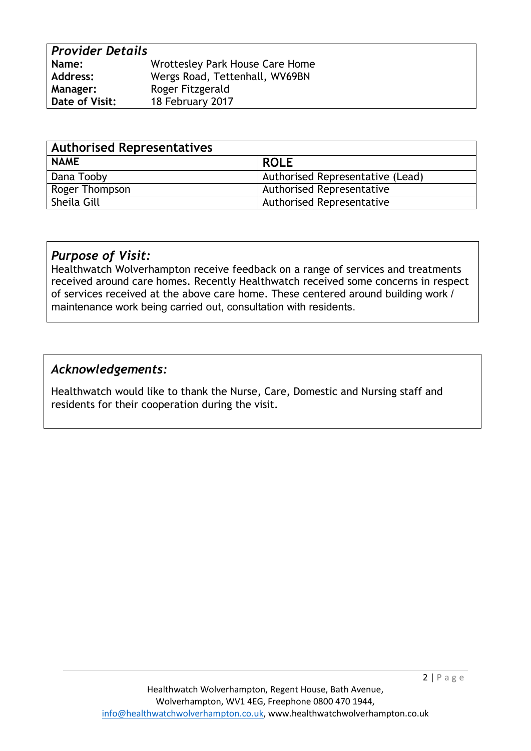## *Provider Details*

| | |
|---|---|
| **Name:** | Wrottesley Park House Care Home |
| **Address:** | Wergs Road, Tettenhall, WV69BN |
| **Manager:** | Roger Fitzgerald |
| **Date of Visit:** | 18 February 2017 |

## Authorised Representatives

| **NAME** | **ROLE** |
|---|---|
| Dana Tooby | Authorised Representative (Lead) |
| Roger Thompson | Authorised Representative |
| Sheila Gill | Authorised Representative |

## *Purpose of Visit:*

Healthwatch Wolverhampton receive feedback on a range of services and treatments received around care homes. Recently Healthwatch received some concerns in respect of services received at the above care home. These centered around building work / maintenance work being carried out, consultation with residents.

## *Acknowledgements:*

Healthwatch would like to thank the Nurse, Care, Domestic and Nursing staff and residents for their cooperation during the visit.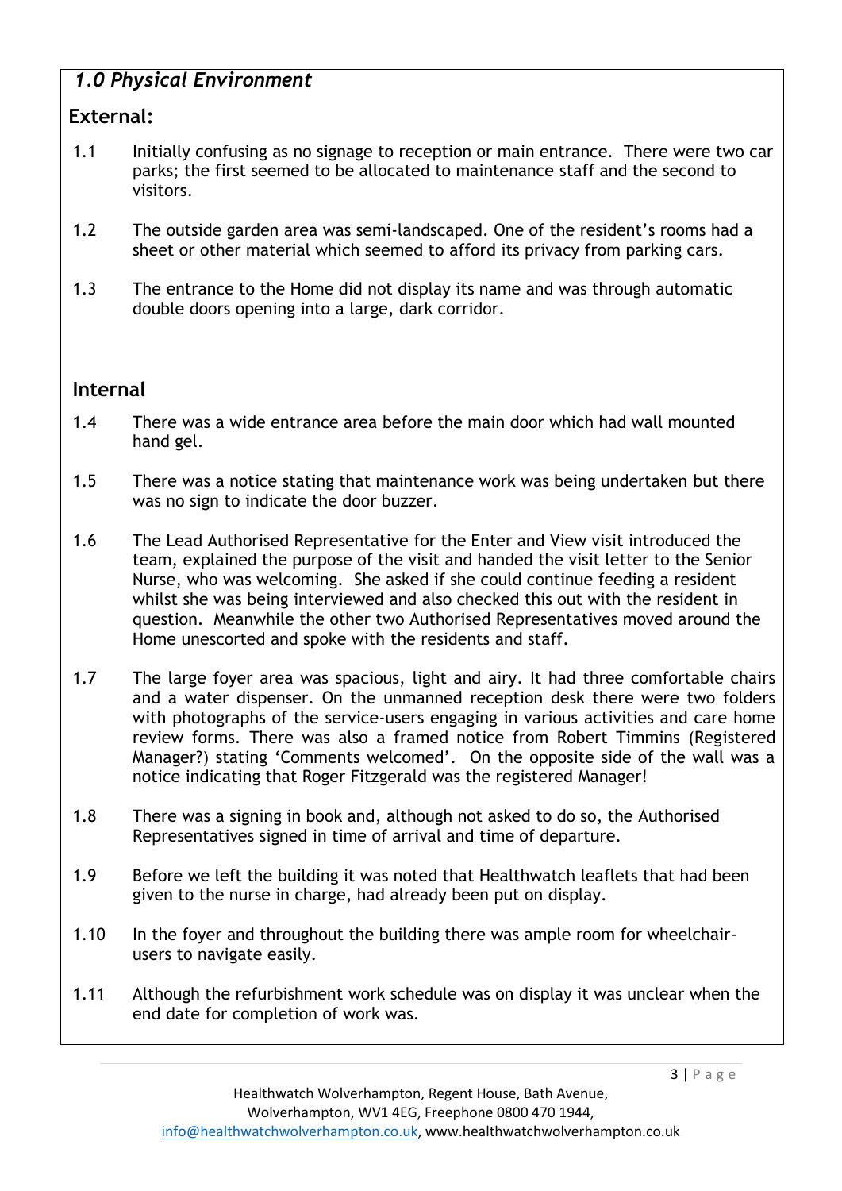## *1.0 Physical Environment*

### External:

1.1 Initially confusing as no signage to reception or main entrance. There were two car parks; the first seemed to be allocated to maintenance staff and the second to visitors.

1.2 The outside garden area was semi-landscaped. One of the resident's rooms had a sheet or other material which seemed to afford its privacy from parking cars.

1.3 The entrance to the Home did not display its name and was through automatic double doors opening into a large, dark corridor.

### Internal

1.4 There was a wide entrance area before the main door which had wall mounted hand gel.

1.5 There was a notice stating that maintenance work was being undertaken but there was no sign to indicate the door buzzer.

1.6 The Lead Authorised Representative for the Enter and View visit introduced the team, explained the purpose of the visit and handed the visit letter to the Senior Nurse, who was welcoming. She asked if she could continue feeding a resident whilst she was being interviewed and also checked this out with the resident in question. Meanwhile the other two Authorised Representatives moved around the Home unescorted and spoke with the residents and staff.

1.7 The large foyer area was spacious, light and airy. It had three comfortable chairs and a water dispenser. On the unmanned reception desk there were two folders with photographs of the service-users engaging in various activities and care home review forms. There was also a framed notice from Robert Timmins (Registered Manager?) stating 'Comments welcomed'. On the opposite side of the wall was a notice indicating that Roger Fitzgerald was the registered Manager!

1.8 There was a signing in book and, although not asked to do so, the Authorised Representatives signed in time of arrival and time of departure.

1.9 Before we left the building it was noted that Healthwatch leaflets that had been given to the nurse in charge, had already been put on display.

1.10 In the foyer and throughout the building there was ample room for wheelchair-users to navigate easily.

1.11 Although the refurbishment work schedule was on display it was unclear when the end date for completion of work was.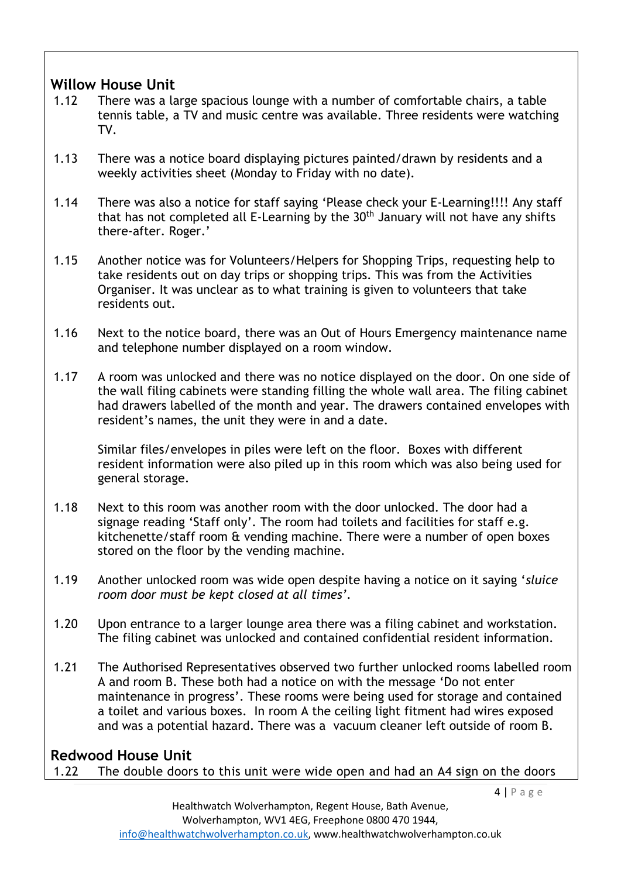## Willow House Unit

1.12 There was a large spacious lounge with a number of comfortable chairs, a table tennis table, a TV and music centre was available. Three residents were watching TV.

1.13 There was a notice board displaying pictures painted/drawn by residents and a weekly activities sheet (Monday to Friday with no date).

1.14 There was also a notice for staff saying 'Please check your E-Learning!!!! Any staff that has not completed all E-Learning by the 30th January will not have any shifts there-after. Roger.'

1.15 Another notice was for Volunteers/Helpers for Shopping Trips, requesting help to take residents out on day trips or shopping trips. This was from the Activities Organiser. It was unclear as to what training is given to volunteers that take residents out.

1.16 Next to the notice board, there was an Out of Hours Emergency maintenance name and telephone number displayed on a room window.

1.17 A room was unlocked and there was no notice displayed on the door. On one side of the wall filing cabinets were standing filling the whole wall area. The filing cabinet had drawers labelled of the month and year. The drawers contained envelopes with resident's names, the unit they were in and a date.

Similar files/envelopes in piles were left on the floor. Boxes with different resident information were also piled up in this room which was also being used for general storage.

1.18 Next to this room was another room with the door unlocked. The door had a signage reading 'Staff only'. The room had toilets and facilities for staff e.g. kitchenette/staff room & vending machine. There were a number of open boxes stored on the floor by the vending machine.

1.19 Another unlocked room was wide open despite having a notice on it saying '*sluice room door must be kept closed at all times*'.

1.20 Upon entrance to a larger lounge area there was a filing cabinet and workstation. The filing cabinet was unlocked and contained confidential resident information.

1.21 The Authorised Representatives observed two further unlocked rooms labelled room A and room B. These both had a notice on with the message 'Do not enter maintenance in progress'. These rooms were being used for storage and contained a toilet and various boxes. In room A the ceiling light fitment had wires exposed and was a potential hazard. There was a vacuum cleaner left outside of room B.

## Redwood House Unit

1.22 The double doors to this unit were wide open and had an A4 sign on the doors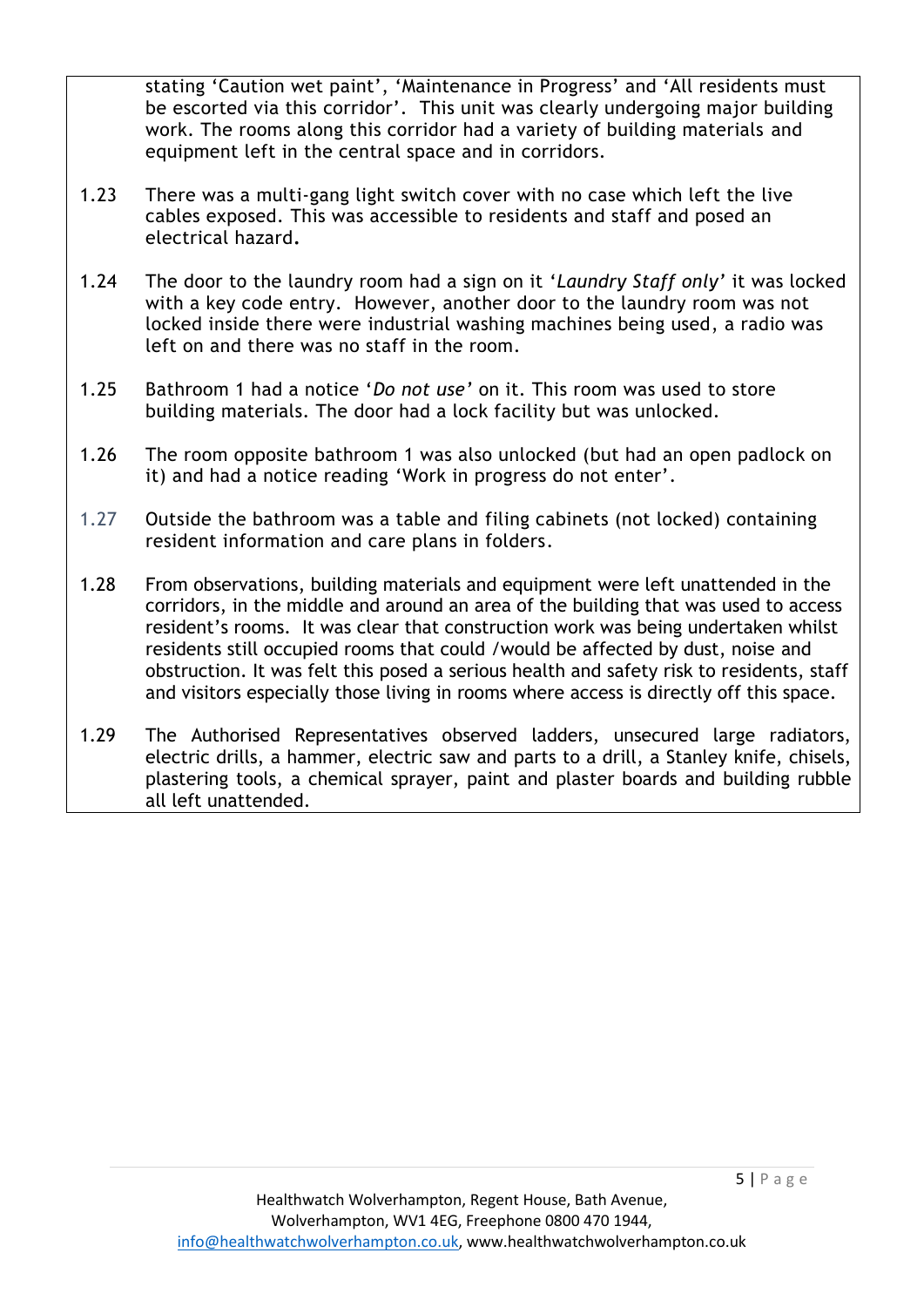stating 'Caution wet paint', 'Maintenance in Progress' and 'All residents must be escorted via this corridor'. This unit was clearly undergoing major building work. The rooms along this corridor had a variety of building materials and equipment left in the central space and in corridors.

1.23 There was a multi-gang light switch cover with no case which left the live cables exposed. This was accessible to residents and staff and posed an electrical hazard.

1.24 The door to the laundry room had a sign on it '*Laundry Staff only*' it was locked with a key code entry. However, another door to the laundry room was not locked inside there were industrial washing machines being used, a radio was left on and there was no staff in the room.

1.25 Bathroom 1 had a notice '*Do not use*' on it. This room was used to store building materials. The door had a lock facility but was unlocked.

1.26 The room opposite bathroom 1 was also unlocked (but had an open padlock on it) and had a notice reading 'Work in progress do not enter'.

1.27 Outside the bathroom was a table and filing cabinets (not locked) containing resident information and care plans in folders.

1.28 From observations, building materials and equipment were left unattended in the corridors, in the middle and around an area of the building that was used to access resident's rooms. It was clear that construction work was being undertaken whilst residents still occupied rooms that could /would be affected by dust, noise and obstruction. It was felt this posed a serious health and safety risk to residents, staff and visitors especially those living in rooms where access is directly off this space.

1.29 The Authorised Representatives observed ladders, unsecured large radiators, electric drills, a hammer, electric saw and parts to a drill, a Stanley knife, chisels, plastering tools, a chemical sprayer, paint and plaster boards and building rubble all left unattended.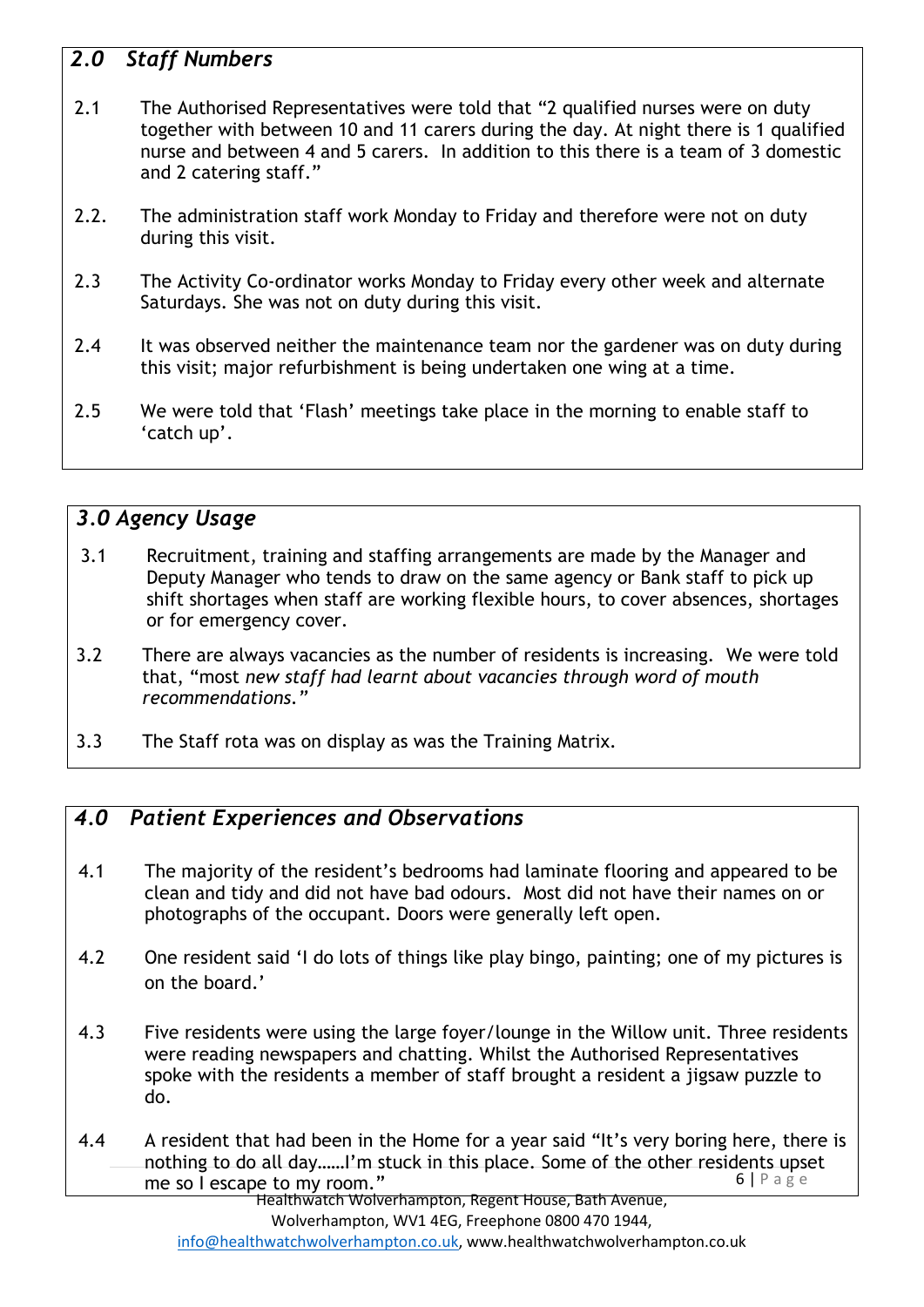## *2.0 Staff Numbers*

2.1 The Authorised Representatives were told that "2 qualified nurses were on duty together with between 10 and 11 carers during the day. At night there is 1 qualified nurse and between 4 and 5 carers. In addition to this there is a team of 3 domestic and 2 catering staff."

2.2. The administration staff work Monday to Friday and therefore were not on duty during this visit.

2.3 The Activity Co-ordinator works Monday to Friday every other week and alternate Saturdays. She was not on duty during this visit.

2.4 It was observed neither the maintenance team nor the gardener was on duty during this visit; major refurbishment is being undertaken one wing at a time.

2.5 We were told that 'Flash' meetings take place in the morning to enable staff to 'catch up'.

## *3.0 Agency Usage*

3.1 Recruitment, training and staffing arrangements are made by the Manager and Deputy Manager who tends to draw on the same agency or Bank staff to pick up shift shortages when staff are working flexible hours, to cover absences, shortages or for emergency cover.

3.2 There are always vacancies as the number of residents is increasing. We were told that, "most *new staff had learnt about vacancies through word of mouth recommendations."*

3.3 The Staff rota was on display as was the Training Matrix.

## *4.0 Patient Experiences and Observations*

4.1 The majority of the resident's bedrooms had laminate flooring and appeared to be clean and tidy and did not have bad odours. Most did not have their names on or photographs of the occupant. Doors were generally left open.

4.2 One resident said 'I do lots of things like play bingo, painting; one of my pictures is on the board.'

4.3 Five residents were using the large foyer/lounge in the Willow unit. Three residents were reading newspapers and chatting. Whilst the Authorised Representatives spoke with the residents a member of staff brought a resident a jigsaw puzzle to do.

4.4 A resident that had been in the Home for a year said "It's very boring here, there is nothing to do all day……I'm stuck in this place. Some of the other residents upset me so I escape to my room."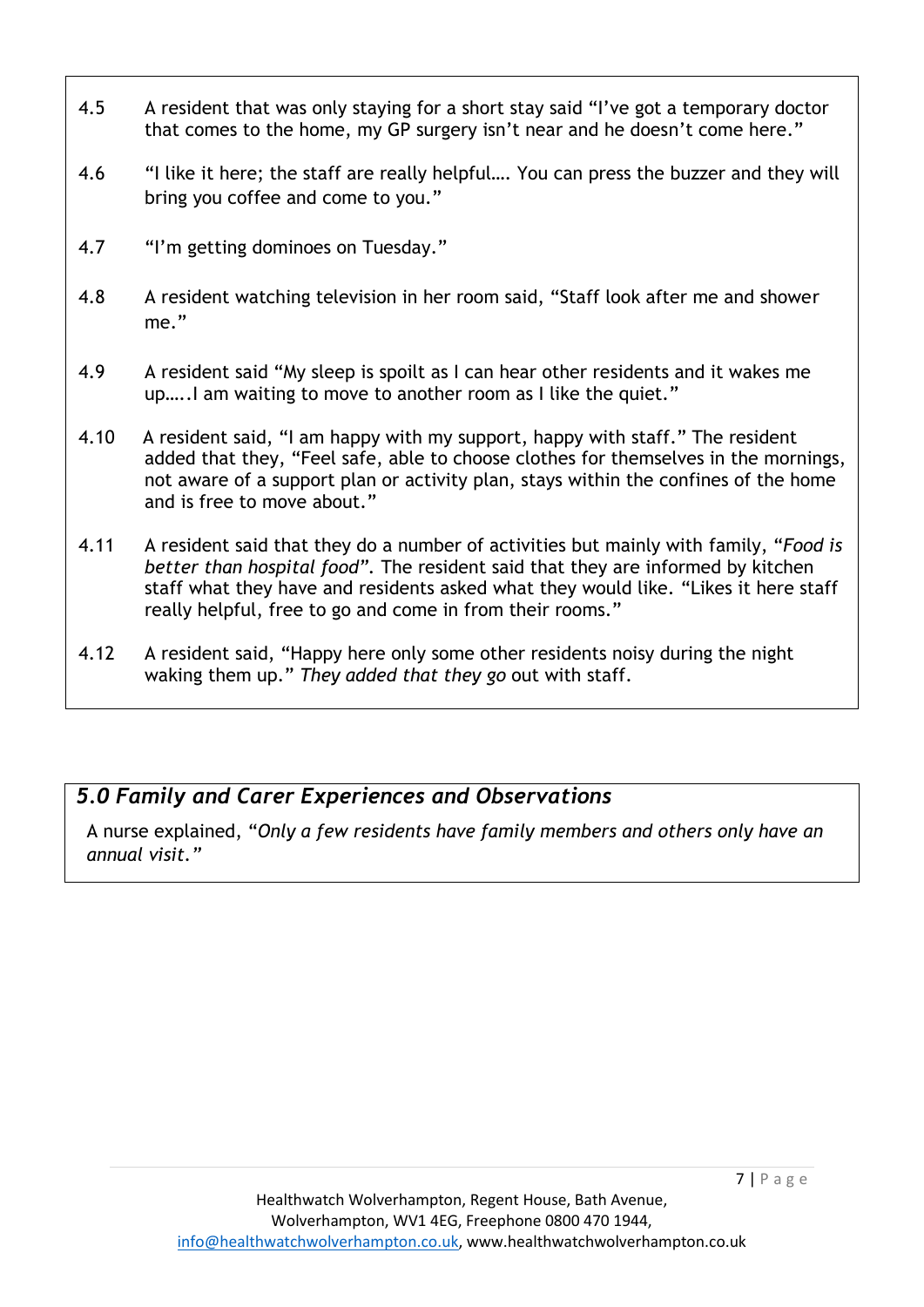4.5 A resident that was only staying for a short stay said "I've got a temporary doctor that comes to the home, my GP surgery isn't near and he doesn't come here."

4.6 "I like it here; the staff are really helpful…. You can press the buzzer and they will bring you coffee and come to you."

4.7 "I'm getting dominoes on Tuesday."

4.8 A resident watching television in her room said, "Staff look after me and shower me."

4.9 A resident said "My sleep is spoilt as I can hear other residents and it wakes me up…..I am waiting to move to another room as I like the quiet."

4.10 A resident said, "I am happy with my support, happy with staff." The resident added that they, "Feel safe, able to choose clothes for themselves in the mornings, not aware of a support plan or activity plan, stays within the confines of the home and is free to move about."

4.11 A resident said that they do a number of activities but mainly with family, "*Food is better than hospital food*". The resident said that they are informed by kitchen staff what they have and residents asked what they would like. "Likes it here staff really helpful, free to go and come in from their rooms."

4.12 A resident said, "Happy here only some other residents noisy during the night waking them up." *They added that they go* out with staff.

## *5.0 Family and Carer Experiences and Observations*

A nurse explained, "*Only a few residents have family members and others only have an annual visit.*"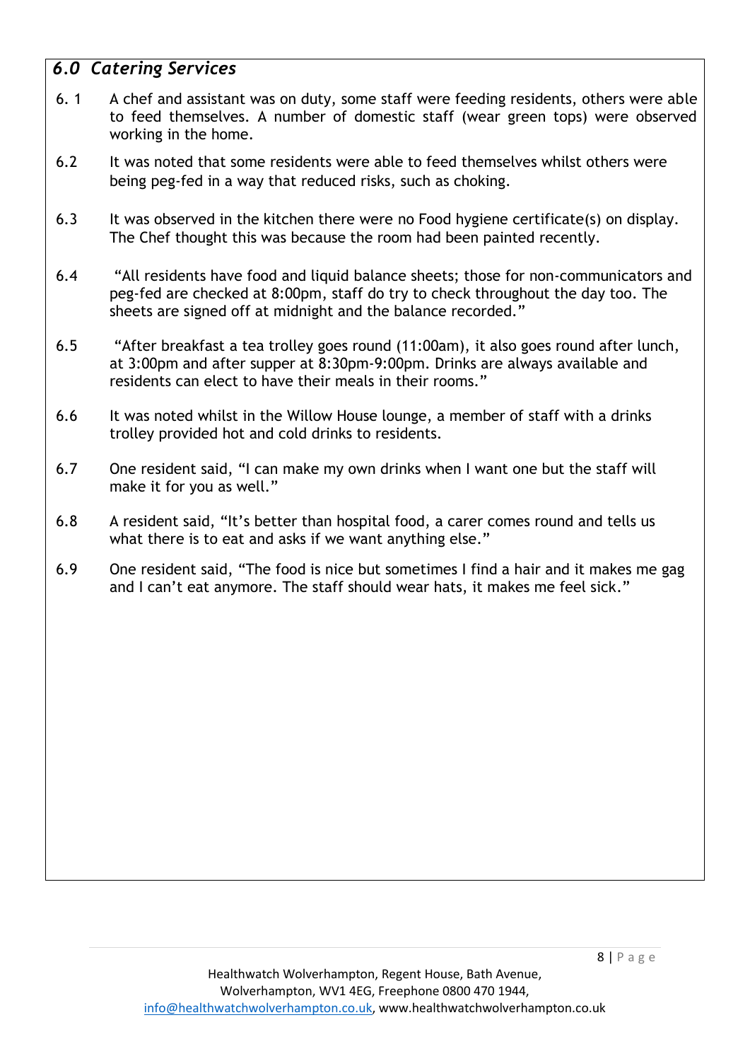## *6.0 Catering Services*

6.1 A chef and assistant was on duty, some staff were feeding residents, others were able to feed themselves. A number of domestic staff (wear green tops) were observed working in the home.

6.2 It was noted that some residents were able to feed themselves whilst others were being peg-fed in a way that reduced risks, such as choking.

6.3 It was observed in the kitchen there were no Food hygiene certificate(s) on display. The Chef thought this was because the room had been painted recently.

6.4 "All residents have food and liquid balance sheets; those for non-communicators and peg-fed are checked at 8:00pm, staff do try to check throughout the day too. The sheets are signed off at midnight and the balance recorded."

6.5 "After breakfast a tea trolley goes round (11:00am), it also goes round after lunch, at 3:00pm and after supper at 8:30pm-9:00pm. Drinks are always available and residents can elect to have their meals in their rooms."

6.6 It was noted whilst in the Willow House lounge, a member of staff with a drinks trolley provided hot and cold drinks to residents.

6.7 One resident said, "I can make my own drinks when I want one but the staff will make it for you as well."

6.8 A resident said, "It's better than hospital food, a carer comes round and tells us what there is to eat and asks if we want anything else."

6.9 One resident said, "The food is nice but sometimes I find a hair and it makes me gag and I can't eat anymore. The staff should wear hats, it makes me feel sick."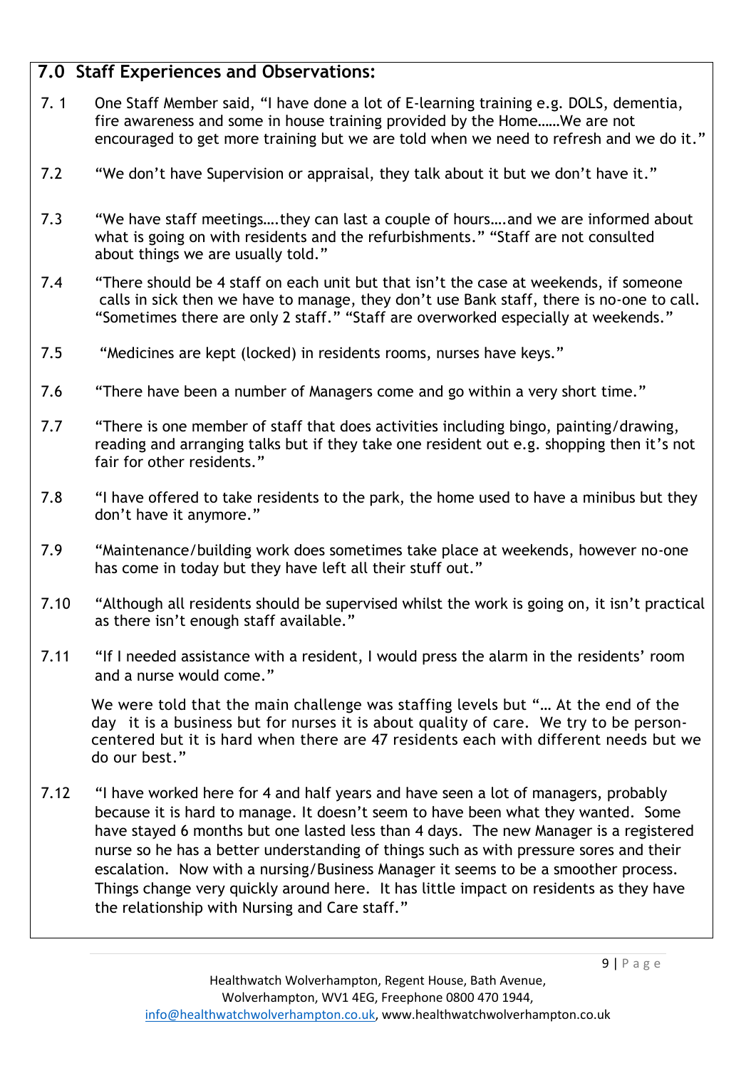## 7.0 Staff Experiences and Observations:

7.1 One Staff Member said, "I have done a lot of E-learning training e.g. DOLS, dementia, fire awareness and some in house training provided by the Home……We are not encouraged to get more training but we are told when we need to refresh and we do it."

7.2 "We don't have Supervision or appraisal, they talk about it but we don't have it."

7.3 "We have staff meetings….they can last a couple of hours….and we are informed about what is going on with residents and the refurbishments." "Staff are not consulted about things we are usually told."

7.4 "There should be 4 staff on each unit but that isn't the case at weekends, if someone calls in sick then we have to manage, they don't use Bank staff, there is no-one to call. "Sometimes there are only 2 staff." "Staff are overworked especially at weekends."

7.5 "Medicines are kept (locked) in residents rooms, nurses have keys."

7.6 "There have been a number of Managers come and go within a very short time."

7.7 "There is one member of staff that does activities including bingo, painting/drawing, reading and arranging talks but if they take one resident out e.g. shopping then it's not fair for other residents."

7.8 "I have offered to take residents to the park, the home used to have a minibus but they don't have it anymore."

7.9 "Maintenance/building work does sometimes take place at weekends, however no-one has come in today but they have left all their stuff out."

7.10 "Although all residents should be supervised whilst the work is going on, it isn't practical as there isn't enough staff available."

7.11 "If I needed assistance with a resident, I would press the alarm in the residents' room and a nurse would come."

We were told that the main challenge was staffing levels but "… At the end of the day it is a business but for nurses it is about quality of care. We try to be person-centered but it is hard when there are 47 residents each with different needs but we do our best."

7.12 "I have worked here for 4 and half years and have seen a lot of managers, probably because it is hard to manage. It doesn't seem to have been what they wanted. Some have stayed 6 months but one lasted less than 4 days. The new Manager is a registered nurse so he has a better understanding of things such as with pressure sores and their escalation. Now with a nursing/Business Manager it seems to be a smoother process. Things change very quickly around here. It has little impact on residents as they have the relationship with Nursing and Care staff."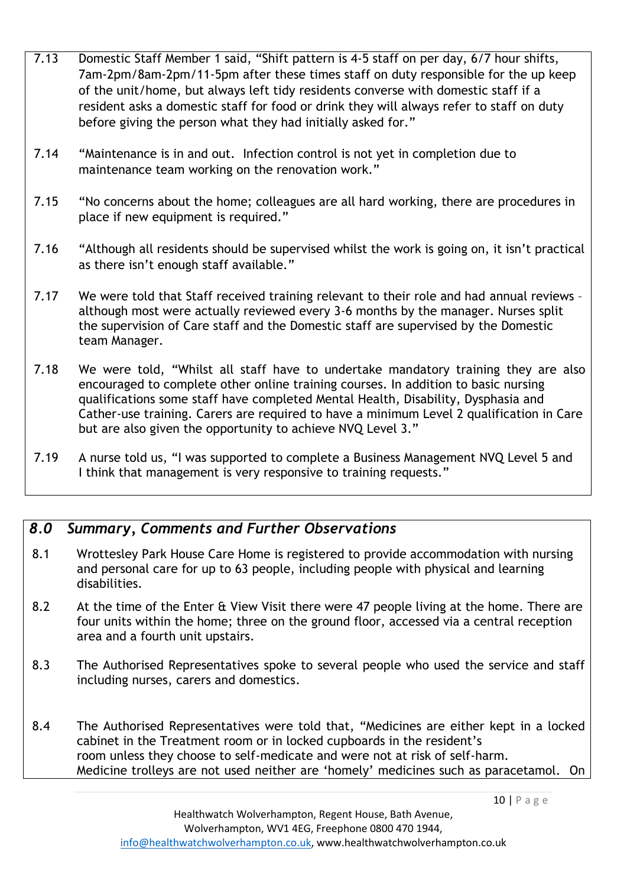7.13 Domestic Staff Member 1 said, "Shift pattern is 4-5 staff on per day, 6/7 hour shifts, 7am-2pm/8am-2pm/11-5pm after these times staff on duty responsible for the up keep of the unit/home, but always left tidy residents converse with domestic staff if a resident asks a domestic staff for food or drink they will always refer to staff on duty before giving the person what they had initially asked for."

7.14 "Maintenance is in and out. Infection control is not yet in completion due to maintenance team working on the renovation work."

7.15 "No concerns about the home; colleagues are all hard working, there are procedures in place if new equipment is required."

7.16 "Although all residents should be supervised whilst the work is going on, it isn't practical as there isn't enough staff available."

7.17 We were told that Staff received training relevant to their role and had annual reviews – although most were actually reviewed every 3-6 months by the manager. Nurses split the supervision of Care staff and the Domestic staff are supervised by the Domestic team Manager.

7.18 We were told, "Whilst all staff have to undertake mandatory training they are also encouraged to complete other online training courses. In addition to basic nursing qualifications some staff have completed Mental Health, Disability, Dysphasia and Cather-use training. Carers are required to have a minimum Level 2 qualification in Care but are also given the opportunity to achieve NVQ Level 3."

7.19 A nurse told us, "I was supported to complete a Business Management NVQ Level 5 and I think that management is very responsive to training requests."

## *8.0 Summary, Comments and Further Observations*

8.1 Wrottesley Park House Care Home is registered to provide accommodation with nursing and personal care for up to 63 people, including people with physical and learning disabilities.

8.2 At the time of the Enter & View Visit there were 47 people living at the home. There are four units within the home; three on the ground floor, accessed via a central reception area and a fourth unit upstairs.

8.3 The Authorised Representatives spoke to several people who used the service and staff including nurses, carers and domestics.

8.4 The Authorised Representatives were told that, "Medicines are either kept in a locked cabinet in the Treatment room or in locked cupboards in the resident's room unless they choose to self-medicate and were not at risk of self-harm. Medicine trolleys are not used neither are 'homely' medicines such as paracetamol. On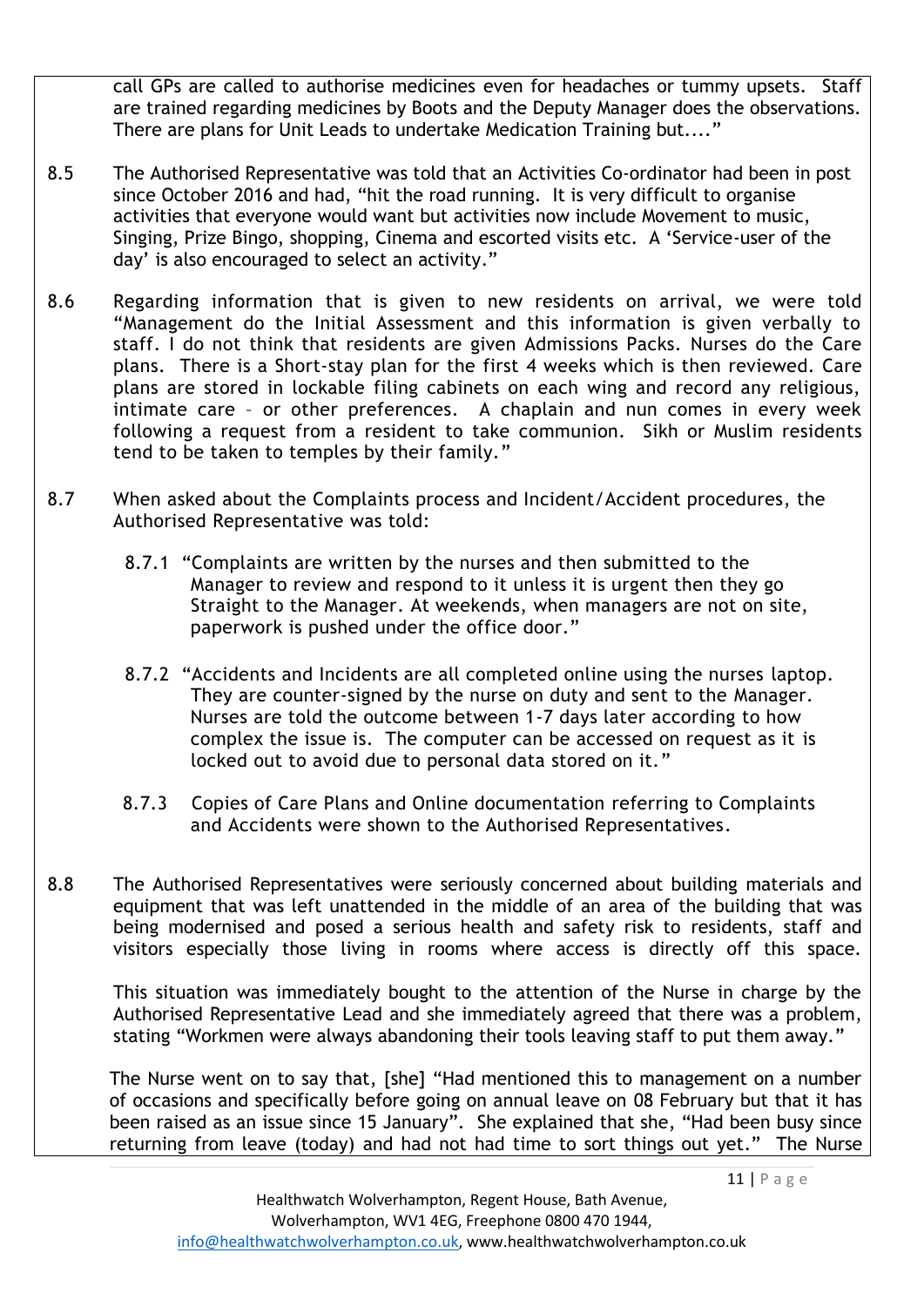call GPs are called to authorise medicines even for headaches or tummy upsets. Staff are trained regarding medicines by Boots and the Deputy Manager does the observations. There are plans for Unit Leads to undertake Medication Training but...."

8.5 The Authorised Representative was told that an Activities Co-ordinator had been in post since October 2016 and had, "hit the road running. It is very difficult to organise activities that everyone would want but activities now include Movement to music, Singing, Prize Bingo, shopping, Cinema and escorted visits etc. A 'Service-user of the day' is also encouraged to select an activity."

8.6 Regarding information that is given to new residents on arrival, we were told "Management do the Initial Assessment and this information is given verbally to staff. I do not think that residents are given Admissions Packs. Nurses do the Care plans. There is a Short-stay plan for the first 4 weeks which is then reviewed. Care plans are stored in lockable filing cabinets on each wing and record any religious, intimate care – or other preferences. A chaplain and nun comes in every week following a request from a resident to take communion. Sikh or Muslim residents tend to be taken to temples by their family."

8.7 When asked about the Complaints process and Incident/Accident procedures, the Authorised Representative was told:

8.7.1 "Complaints are written by the nurses and then submitted to the Manager to review and respond to it unless it is urgent then they go Straight to the Manager. At weekends, when managers are not on site, paperwork is pushed under the office door."

8.7.2 "Accidents and Incidents are all completed online using the nurses laptop. They are counter-signed by the nurse on duty and sent to the Manager. Nurses are told the outcome between 1-7 days later according to how complex the issue is. The computer can be accessed on request as it is locked out to avoid due to personal data stored on it."

8.7.3 Copies of Care Plans and Online documentation referring to Complaints and Accidents were shown to the Authorised Representatives.

8.8 The Authorised Representatives were seriously concerned about building materials and equipment that was left unattended in the middle of an area of the building that was being modernised and posed a serious health and safety risk to residents, staff and visitors especially those living in rooms where access is directly off this space.

This situation was immediately bought to the attention of the Nurse in charge by the Authorised Representative Lead and she immediately agreed that there was a problem, stating "Workmen were always abandoning their tools leaving staff to put them away."

The Nurse went on to say that, [she] "Had mentioned this to management on a number of occasions and specifically before going on annual leave on 08 February but that it has been raised as an issue since 15 January". She explained that she, "Had been busy since returning from leave (today) and had not had time to sort things out yet." The Nurse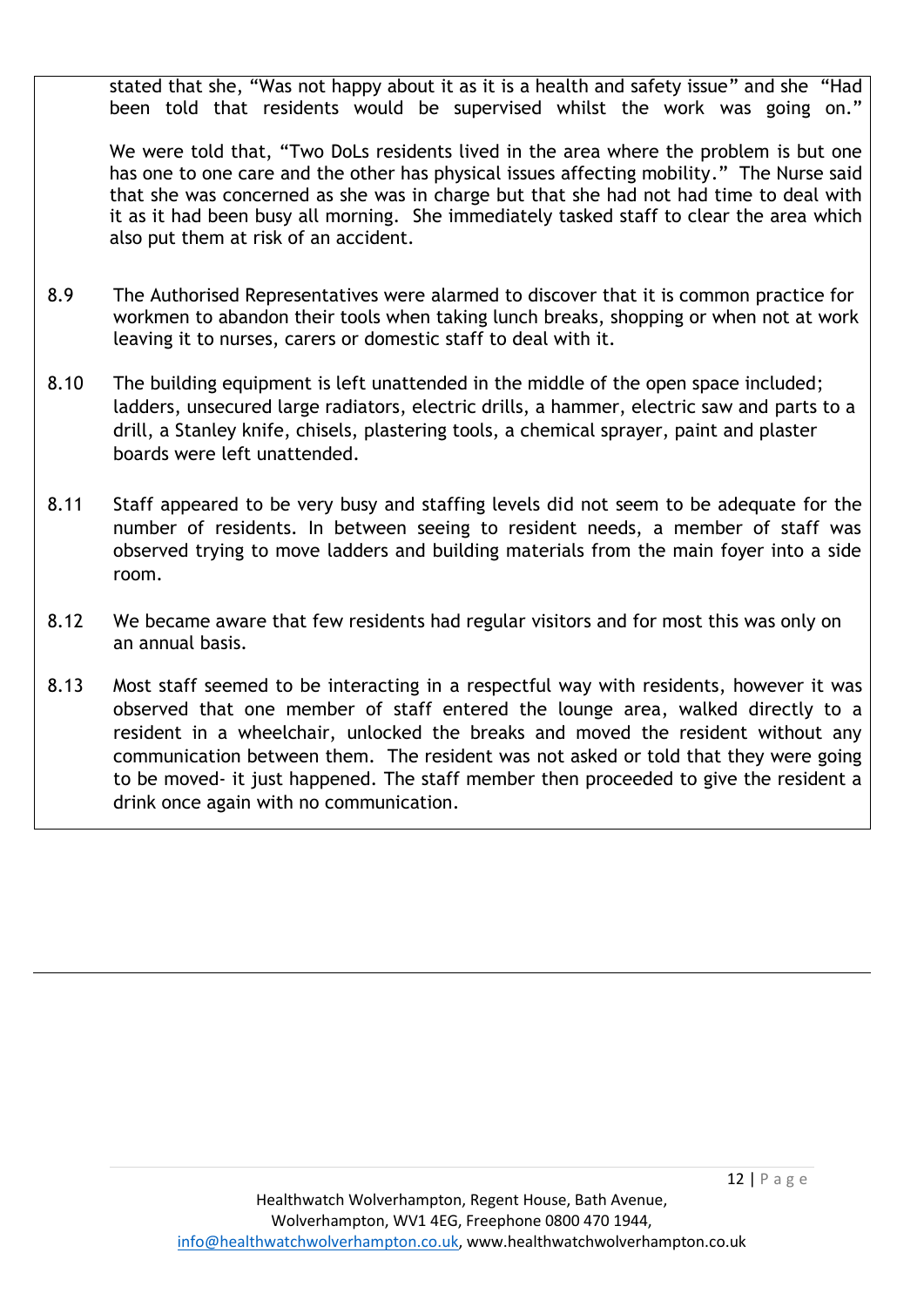stated that she, "Was not happy about it as it is a health and safety issue" and she "Had been told that residents would be supervised whilst the work was going on."

We were told that, "Two DoLs residents lived in the area where the problem is but one has one to one care and the other has physical issues affecting mobility." The Nurse said that she was concerned as she was in charge but that she had not had time to deal with it as it had been busy all morning. She immediately tasked staff to clear the area which also put them at risk of an accident.

8.9 The Authorised Representatives were alarmed to discover that it is common practice for workmen to abandon their tools when taking lunch breaks, shopping or when not at work leaving it to nurses, carers or domestic staff to deal with it.

8.10 The building equipment is left unattended in the middle of the open space included; ladders, unsecured large radiators, electric drills, a hammer, electric saw and parts to a drill, a Stanley knife, chisels, plastering tools, a chemical sprayer, paint and plaster boards were left unattended.

8.11 Staff appeared to be very busy and staffing levels did not seem to be adequate for the number of residents. In between seeing to resident needs, a member of staff was observed trying to move ladders and building materials from the main foyer into a side room.

8.12 We became aware that few residents had regular visitors and for most this was only on an annual basis.

8.13 Most staff seemed to be interacting in a respectful way with residents, however it was observed that one member of staff entered the lounge area, walked directly to a resident in a wheelchair, unlocked the breaks and moved the resident without any communication between them. The resident was not asked or told that they were going to be moved- it just happened. The staff member then proceeded to give the resident a drink once again with no communication.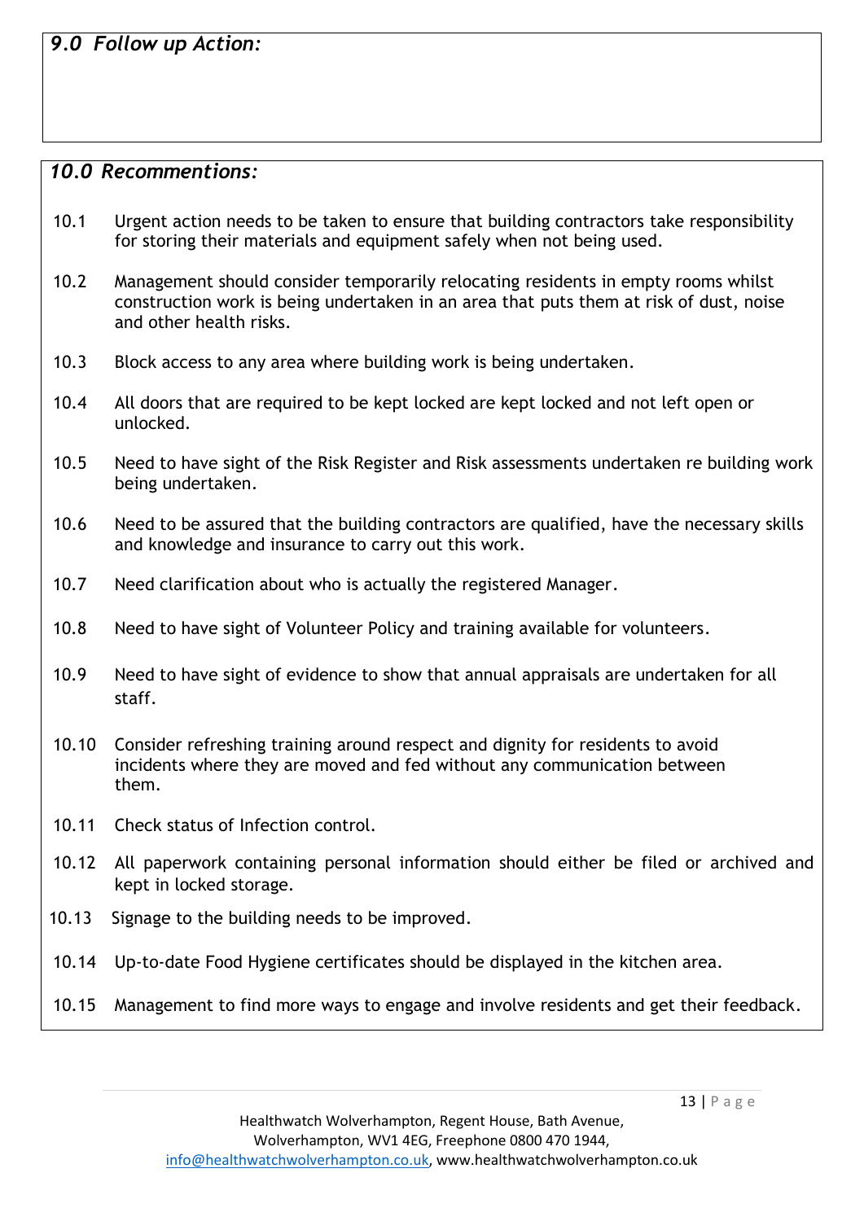## *9.0 Follow up Action:*

## *10.0 Recommentions:*

10.1 Urgent action needs to be taken to ensure that building contractors take responsibility for storing their materials and equipment safely when not being used.

10.2 Management should consider temporarily relocating residents in empty rooms whilst construction work is being undertaken in an area that puts them at risk of dust, noise and other health risks.

10.3 Block access to any area where building work is being undertaken.

10.4 All doors that are required to be kept locked are kept locked and not left open or unlocked.

10.5 Need to have sight of the Risk Register and Risk assessments undertaken re building work being undertaken.

10.6 Need to be assured that the building contractors are qualified, have the necessary skills and knowledge and insurance to carry out this work.

10.7 Need clarification about who is actually the registered Manager.

10.8 Need to have sight of Volunteer Policy and training available for volunteers.

10.9 Need to have sight of evidence to show that annual appraisals are undertaken for all staff.

10.10 Consider refreshing training around respect and dignity for residents to avoid incidents where they are moved and fed without any communication between them.

10.11 Check status of Infection control.

10.12 All paperwork containing personal information should either be filed or archived and kept in locked storage.

10.13 Signage to the building needs to be improved.

10.14 Up-to-date Food Hygiene certificates should be displayed in the kitchen area.

10.15 Management to find more ways to engage and involve residents and get their feedback.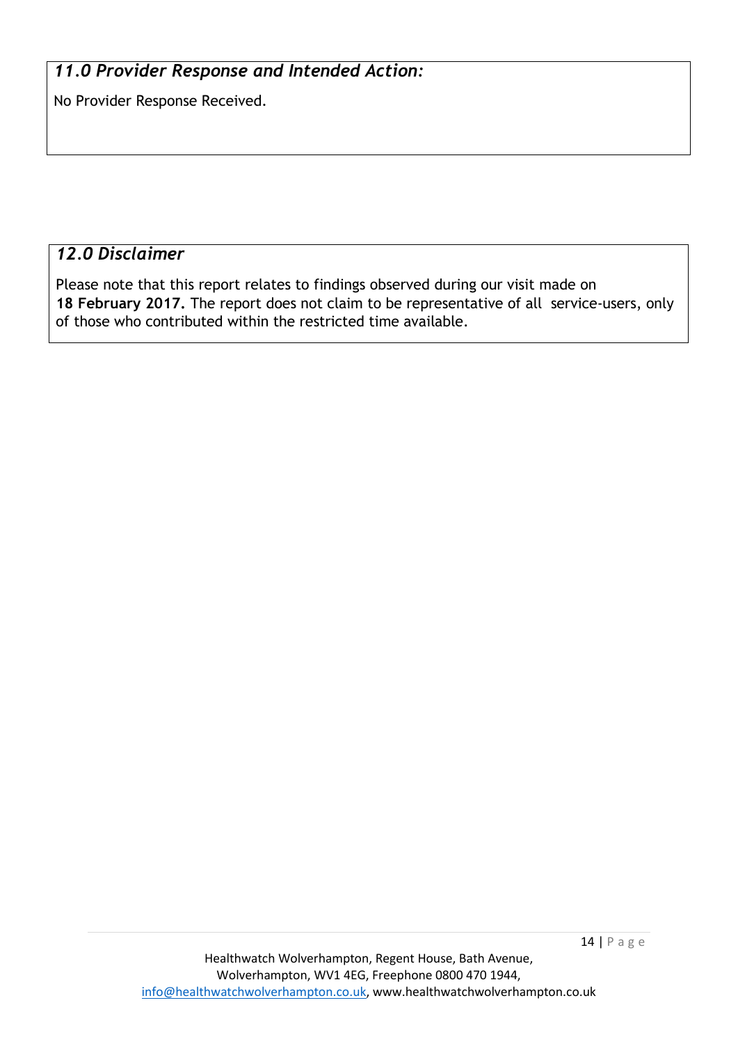## *11.0 Provider Response and Intended Action:*

No Provider Response Received.

## *12.0 Disclaimer*

Please note that this report relates to findings observed during our visit made on **18 February 2017.** The report does not claim to be representative of all service-users, only of those who contributed within the restricted time available.